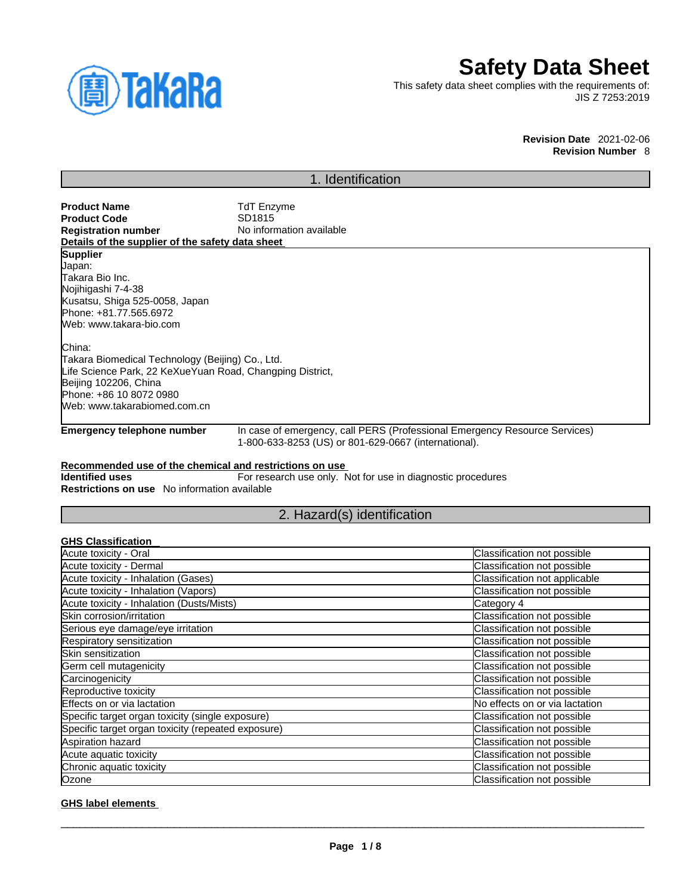# Safety Data Sheet

This safety data sheet complies with the requirements of:
JIS Z 7253:2019

**Revision Date** 2021-02-06
**Revision Number** 8

## 1. Identification

**Product Name** TdT Enzyme
**Product Code** SD1815
**Registration number** No information available

**Details of the supplier of the safety data sheet**

**Supplier**
Japan:
Takara Bio Inc.
Nojihigashi 7-4-38
Kusatsu, Shiga 525-0058, Japan
Phone: +81.77.565.6972
Web: www.takara-bio.com

China:
Takara Biomedical Technology (Beijing) Co., Ltd.
Life Science Park, 22 KeXueYuan Road, Changping District,
Beijing 102206, China
Phone: +86 10 8072 0980
Web: www.takarabiomed.com.cn

**Emergency telephone number** In case of emergency, call PERS (Professional Emergency Resource Services) 1-800-633-8253 (US) or 801-629-0667 (international).

**Recommended use of the chemical and restrictions on use**

**Identified uses** For research use only. Not for use in diagnostic procedures
**Restrictions on use** No information available

## 2. Hazard(s) identification

**GHS Classification**

| | |
|---|---|
| Acute toxicity - Oral | Classification not possible |
| Acute toxicity - Dermal | Classification not possible |
| Acute toxicity - Inhalation (Gases) | Classification not applicable |
| Acute toxicity - Inhalation (Vapors) | Classification not possible |
| Acute toxicity - Inhalation (Dusts/Mists) | Category 4 |
| Skin corrosion/irritation | Classification not possible |
| Serious eye damage/eye irritation | Classification not possible |
| Respiratory sensitization | Classification not possible |
| Skin sensitization | Classification not possible |
| Germ cell mutagenicity | Classification not possible |
| Carcinogenicity | Classification not possible |
| Reproductive toxicity | Classification not possible |
| Effects on or via lactation | No effects on or via lactation |
| Specific target organ toxicity (single exposure) | Classification not possible |
| Specific target organ toxicity (repeated exposure) | Classification not possible |
| Aspiration hazard | Classification not possible |
| Acute aquatic toxicity | Classification not possible |
| Chronic aquatic toxicity | Classification not possible |
| Ozone | Classification not possible |

**GHS label elements**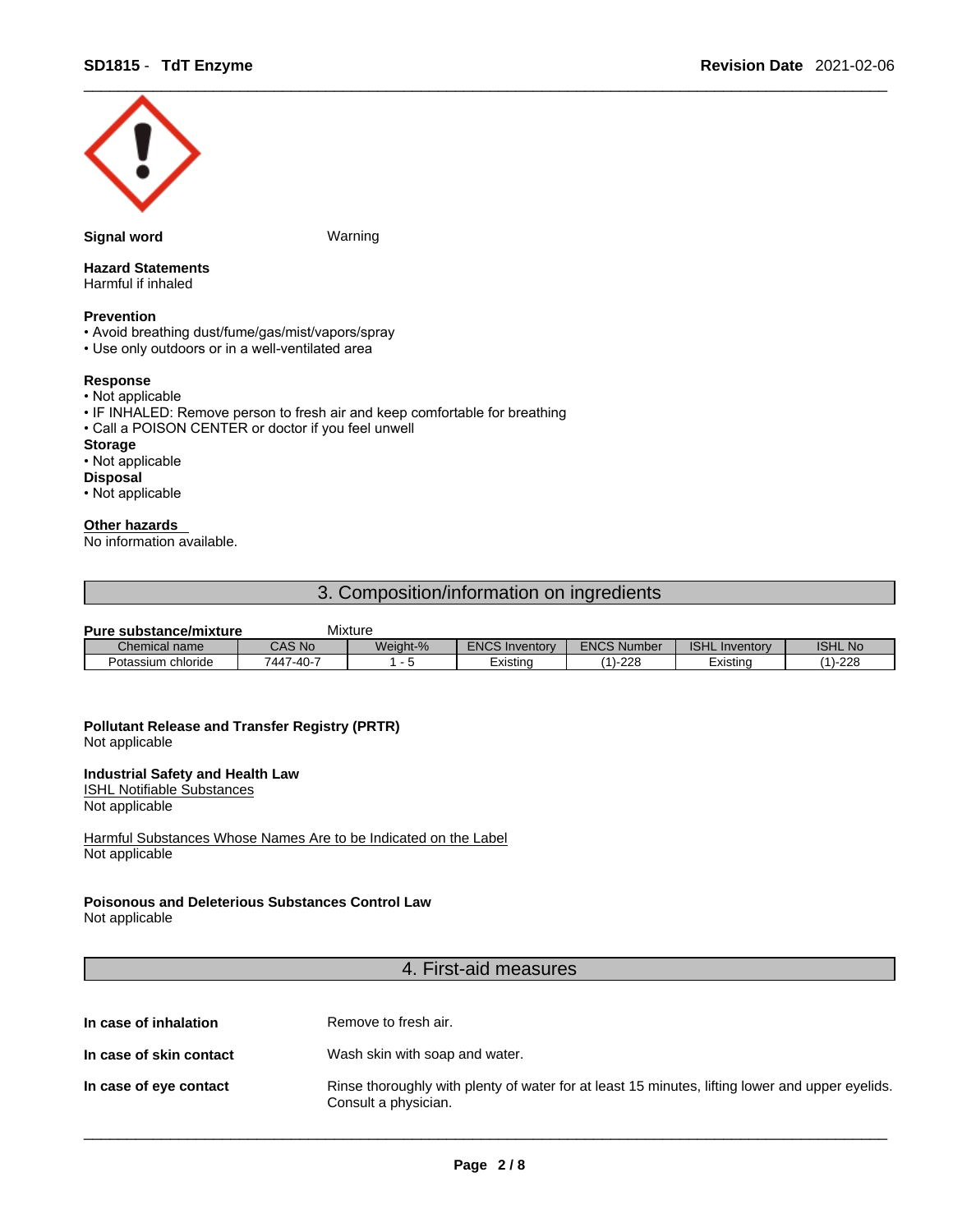**Signal word** Warning

**Hazard Statements**
Harmful if inhaled

**Prevention**
- Avoid breathing dust/fume/gas/mist/vapors/spray
- Use only outdoors or in a well-ventilated area

**Response**
- Not applicable
- IF INHALED: Remove person to fresh air and keep comfortable for breathing
- Call a POISON CENTER or doctor if you feel unwell

**Storage**
- Not applicable

**Disposal**
- Not applicable

**Other hazards**
No information available.

## 3. Composition/information on ingredients

**Pure substance/mixture** Mixture

| Chemical name | CAS No | Weight-% | ENCS Inventory | ENCS Number | ISHL Inventory | ISHL No |
|---|---|---|---|---|---|---|
| Potassium chloride | 7447-40-7 | 1 - 5 | Existing | (1)-228 | Existing | (1)-228 |

**Pollutant Release and Transfer Registry (PRTR)**
Not applicable

**Industrial Safety and Health Law**
ISHL Notifiable Substances
Not applicable

Harmful Substances Whose Names Are to be Indicated on the Label
Not applicable

**Poisonous and Deleterious Substances Control Law**
Not applicable

## 4. First-aid measures

**In case of inhalation** Remove to fresh air.

**In case of skin contact** Wash skin with soap and water.

**In case of eye contact** Rinse thoroughly with plenty of water for at least 15 minutes, lifting lower and upper eyelids. Consult a physician.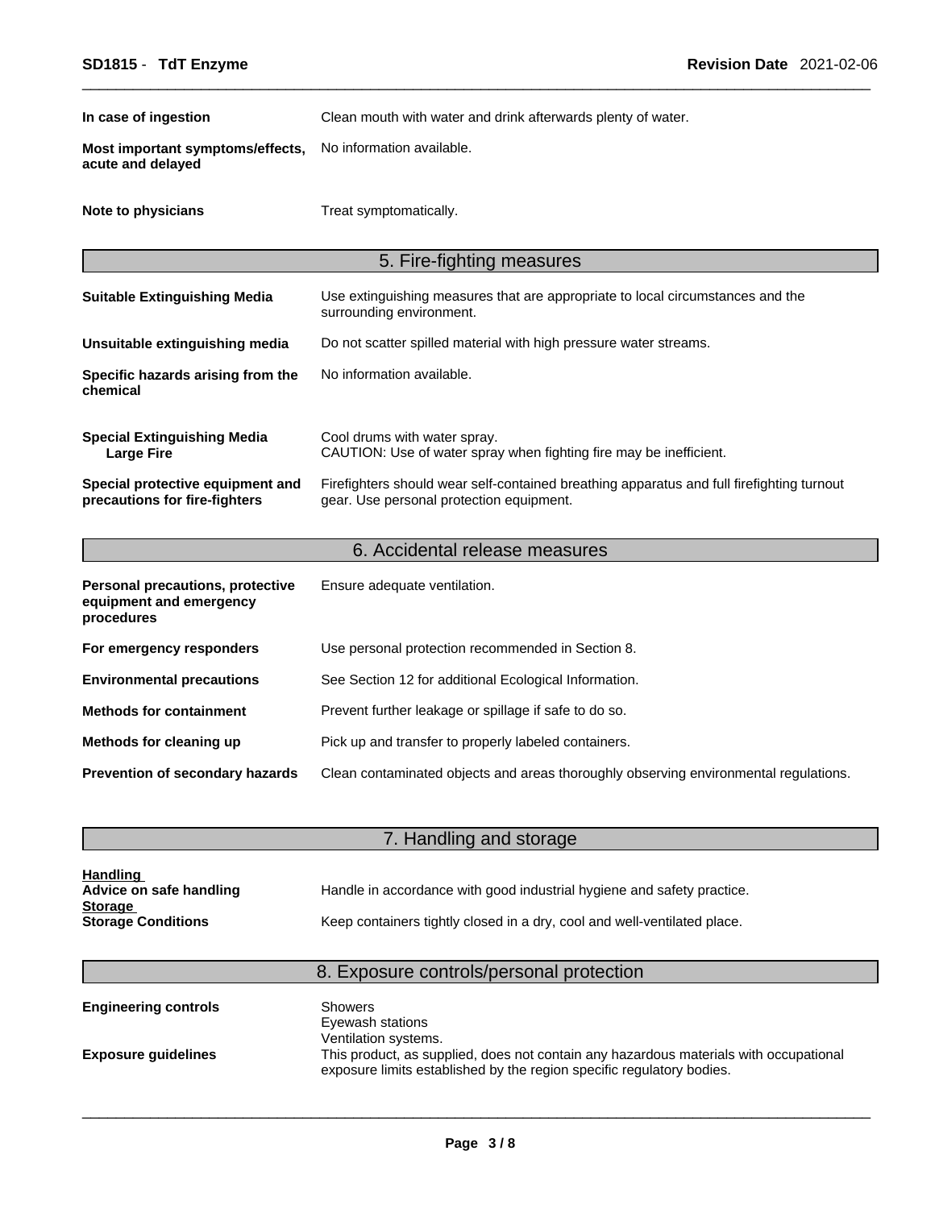| | |
|---|---|
| **In case of ingestion** | Clean mouth with water and drink afterwards plenty of water. |
| **Most important symptoms/effects, acute and delayed** | No information available. |
| **Note to physicians** | Treat symptomatically. |

## 5. Fire-fighting measures

| | |
|---|---|
| **Suitable Extinguishing Media** | Use extinguishing measures that are appropriate to local circumstances and the surrounding environment. |
| **Unsuitable extinguishing media** | Do not scatter spilled material with high pressure water streams. |
| **Specific hazards arising from the chemical** | No information available. |
| **Special Extinguishing Media Large Fire** | Cool drums with water spray.<br>CAUTION: Use of water spray when fighting fire may be inefficient. |
| **Special protective equipment and precautions for fire-fighters** | Firefighters should wear self-contained breathing apparatus and full firefighting turnout gear. Use personal protection equipment. |

## 6. Accidental release measures

| | |
|---|---|
| **Personal precautions, protective equipment and emergency procedures** | Ensure adequate ventilation. |
| **For emergency responders** | Use personal protection recommended in Section 8. |
| **Environmental precautions** | See Section 12 for additional Ecological Information. |
| **Methods for containment** | Prevent further leakage or spillage if safe to do so. |
| **Methods for cleaning up** | Pick up and transfer to properly labeled containers. |
| **Prevention of secondary hazards** | Clean contaminated objects and areas thoroughly observing environmental regulations. |

## 7. Handling and storage

**Handling**

| | |
|---|---|
| **Advice on safe handling** | Handle in accordance with good industrial hygiene and safety practice. |

**Storage**

| | |
|---|---|
| **Storage Conditions** | Keep containers tightly closed in a dry, cool and well-ventilated place. |

## 8. Exposure controls/personal protection

| | |
|---|---|
| **Engineering controls** | Showers<br>Eyewash stations<br>Ventilation systems. |
| **Exposure guidelines** | This product, as supplied, does not contain any hazardous materials with occupational exposure limits established by the region specific regulatory bodies. |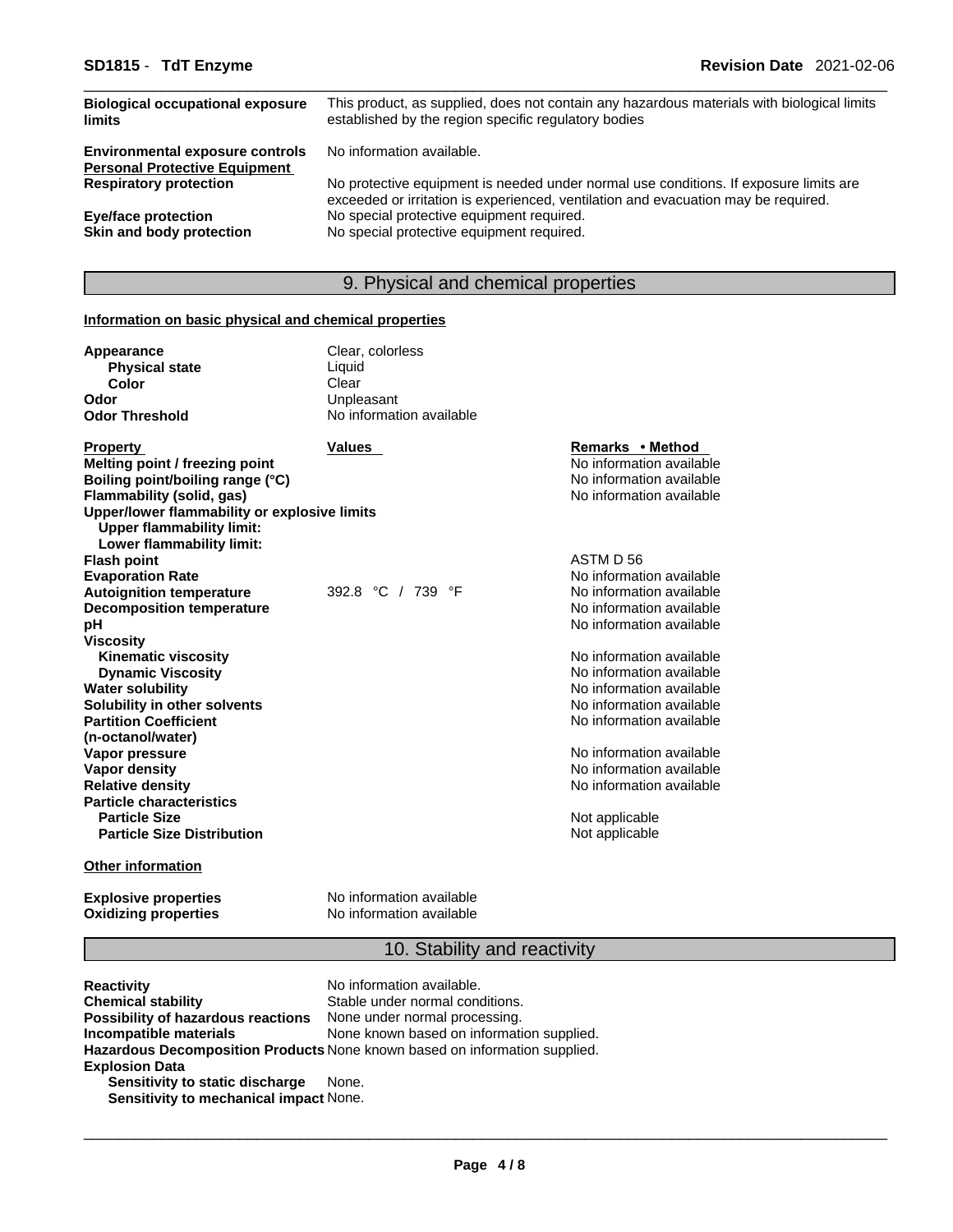| | |
|---|---|
| **Biological occupational exposure limits** | This product, as supplied, does not contain any hazardous materials with biological limits established by the region specific regulatory bodies |
| **Environmental exposure controls** | No information available. |

**Personal Protective Equipment**

| | |
|---|---|
| **Respiratory protection** | No protective equipment is needed under normal use conditions. If exposure limits are exceeded or irritation is experienced, ventilation and evacuation may be required. |
| **Eye/face protection** | No special protective equipment required. |
| **Skin and body protection** | No special protective equipment required. |

## 9. Physical and chemical properties

**Information on basic physical and chemical properties**

| | |
|---|---|
| **Appearance** | Clear, colorless |
| **Physical state** | Liquid |
| **Color** | Clear |
| **Odor** | Unpleasant |
| **Odor Threshold** | No information available |

| Property | Values | Remarks • Method |
|---|---|---|
| **Melting point / freezing point** | | No information available |
| **Boiling point/boiling range (°C)** | | No information available |
| **Flammability (solid, gas)** | | No information available |
| **Upper/lower flammability or explosive limits** | | |
| **Upper flammability limit:** | | |
| **Lower flammability limit:** | | |
| **Flash point** | | ASTM D 56 |
| **Evaporation Rate** | | No information available |
| **Autoignition temperature** | 392.8 °C / 739 °F | No information available |
| **Decomposition temperature** | | No information available |
| **pH** | | No information available |
| **Viscosity** | | |
| **Kinematic viscosity** | | No information available |
| **Dynamic Viscosity** | | No information available |
| **Water solubility** | | No information available |
| **Solubility in other solvents** | | No information available |
| **Partition Coefficient (n-octanol/water)** | | No information available |
| **Vapor pressure** | | No information available |
| **Vapor density** | | No information available |
| **Relative density** | | No information available |
| **Particle characteristics** | | |
| **Particle Size** | | Not applicable |
| **Particle Size Distribution** | | Not applicable |

**Other information**

| | |
|---|---|
| **Explosive properties** | No information available |
| **Oxidizing properties** | No information available |

## 10. Stability and reactivity

| | |
|---|---|
| **Reactivity** | No information available. |
| **Chemical stability** | Stable under normal conditions. |
| **Possibility of hazardous reactions** | None under normal processing. |
| **Incompatible materials** | None known based on information supplied. |
| **Hazardous Decomposition Products** | None known based on information supplied. |
| **Explosion Data** | |
| **Sensitivity to static discharge** | None. |
| **Sensitivity to mechanical impact** | None. |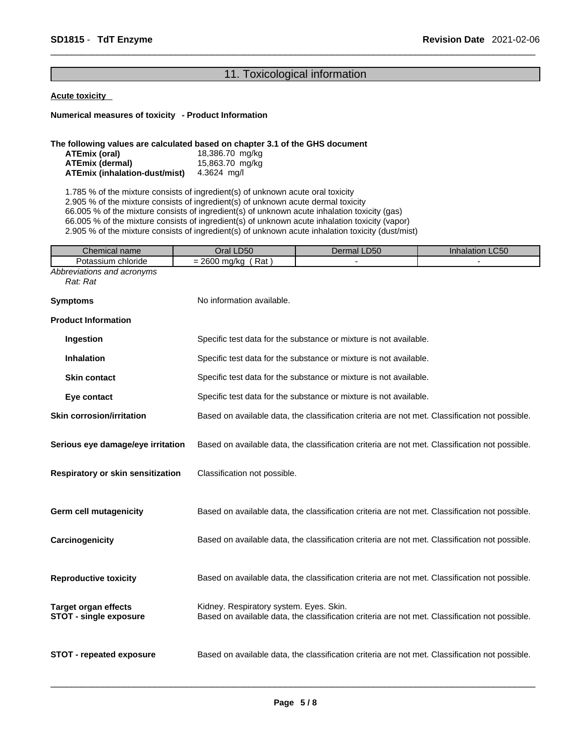## 11. Toxicological information

**Acute toxicity**

**Numerical measures of toxicity - Product Information**

**The following values are calculated based on chapter 3.1 of the GHS document**

| | |
|---|---|
| **ATEmix (oral)** | 18,386.70 mg/kg |
| **ATEmix (dermal)** | 15,863.70 mg/kg |
| **ATEmix (inhalation-dust/mist)** | 4.3624 mg/l |

1.785 % of the mixture consists of ingredient(s) of unknown acute oral toxicity
2.905 % of the mixture consists of ingredient(s) of unknown acute dermal toxicity
66.005 % of the mixture consists of ingredient(s) of unknown acute inhalation toxicity (gas)
66.005 % of the mixture consists of ingredient(s) of unknown acute inhalation toxicity (vapor)
2.905 % of the mixture consists of ingredient(s) of unknown acute inhalation toxicity (dust/mist)

| Chemical name | Oral LD50 | Dermal LD50 | Inhalation LC50 |
|---|---|---|---|
| Potassium chloride | = 2600 mg/kg ( Rat ) | - | - |

*Abbreviations and acronyms*
*Rat: Rat*

**Symptoms** No information available.

**Product Information**

**Ingestion** Specific test data for the substance or mixture is not available.

**Inhalation** Specific test data for the substance or mixture is not available.

**Skin contact** Specific test data for the substance or mixture is not available.

**Eye contact** Specific test data for the substance or mixture is not available.

**Skin corrosion/irritation** Based on available data, the classification criteria are not met. Classification not possible.

**Serious eye damage/eye irritation** Based on available data, the classification criteria are not met. Classification not possible.

**Respiratory or skin sensitization** Classification not possible.

**Germ cell mutagenicity** Based on available data, the classification criteria are not met. Classification not possible.

**Carcinogenicity** Based on available data, the classification criteria are not met. Classification not possible.

**Reproductive toxicity** Based on available data, the classification criteria are not met. Classification not possible.

**Target organ effects** Kidney. Respiratory system. Eyes. Skin.
**STOT - single exposure** Based on available data, the classification criteria are not met. Classification not possible.

**STOT - repeated exposure** Based on available data, the classification criteria are not met. Classification not possible.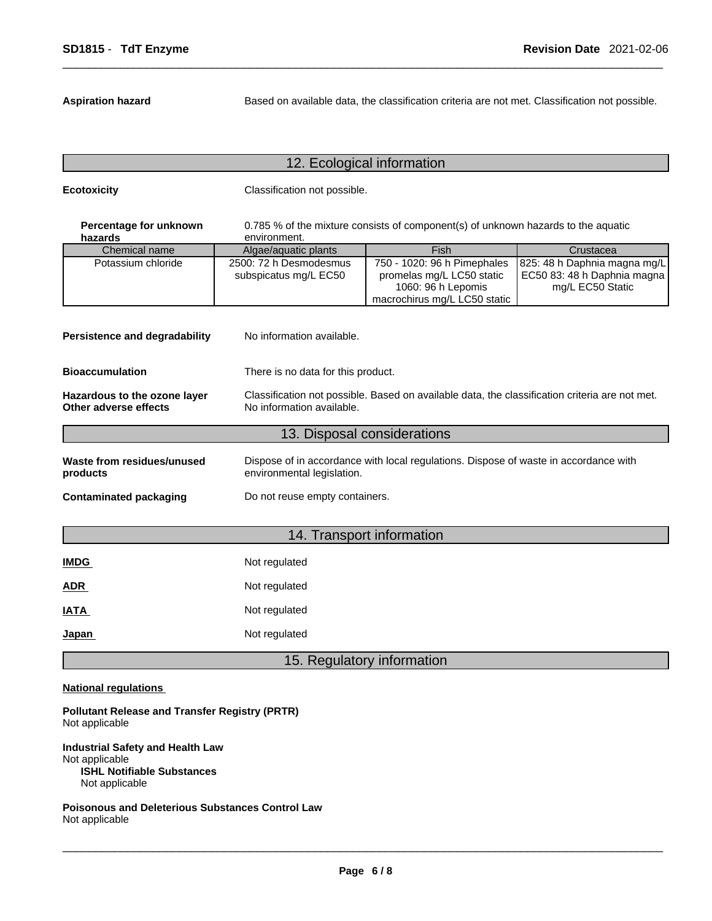**Aspiration hazard** Based on available data, the classification criteria are not met. Classification not possible.

## 12. Ecological information

**Ecotoxicity** Classification not possible.

**Percentage for unknown hazards** 0.785 % of the mixture consists of component(s) of unknown hazards to the aquatic environment.

| Chemical name | Algae/aquatic plants | Fish | Crustacea |
|---|---|---|---|
| Potassium chloride | 2500: 72 h Desmodesmus subspicatus mg/L EC50 | 750 - 1020: 96 h Pimephales promelas mg/L LC50 static 1060: 96 h Lepomis macrochirus mg/L LC50 static | 825: 48 h Daphnia magna mg/L EC50 83: 48 h Daphnia magna mg/L EC50 Static |

**Persistence and degradability** No information available.

**Bioaccumulation** There is no data for this product.

**Hazardous to the ozone layer** Classification not possible. Based on available data, the classification criteria are not met.

**Other adverse effects** No information available.

## 13. Disposal considerations

**Waste from residues/unused products** Dispose of in accordance with local regulations. Dispose of waste in accordance with environmental legislation.

**Contaminated packaging** Do not reuse empty containers.

## 14. Transport information

**IMDG** Not regulated

**ADR** Not regulated

**IATA** Not regulated

**Japan** Not regulated

## 15. Regulatory information

**National regulations**

**Pollutant Release and Transfer Registry (PRTR)**
Not applicable

**Industrial Safety and Health Law**
Not applicable

**ISHL Notifiable Substances**
Not applicable

**Poisonous and Deleterious Substances Control Law**
Not applicable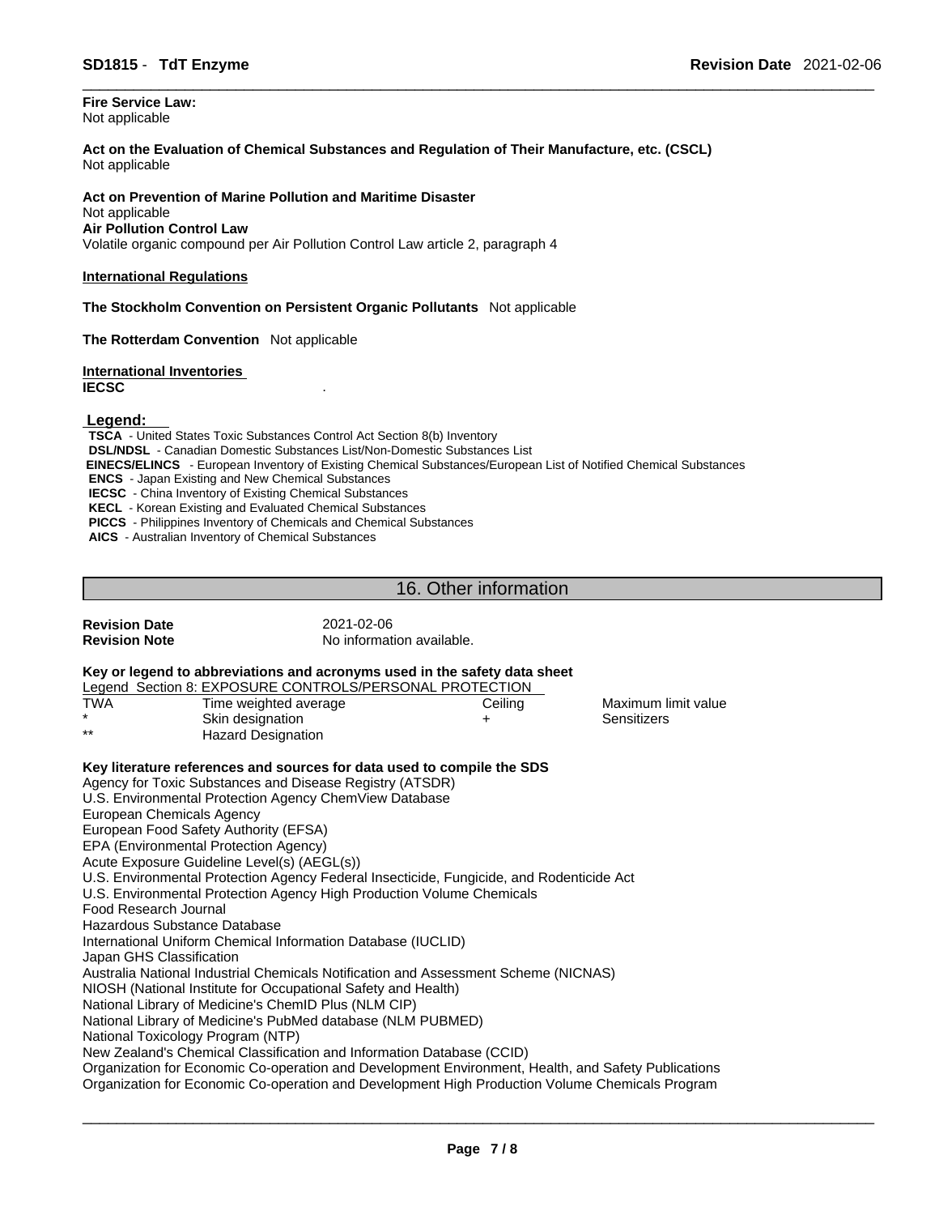**Fire Service Law:**
Not applicable

**Act on the Evaluation of Chemical Substances and Regulation of Their Manufacture, etc. (CSCL)**
Not applicable

**Act on Prevention of Marine Pollution and Maritime Disaster**
Not applicable
**Air Pollution Control Law**
Volatile organic compound per Air Pollution Control Law article 2, paragraph 4

**International Regulations**

**The Stockholm Convention on Persistent Organic Pollutants** Not applicable

**The Rotterdam Convention** Not applicable

**International Inventories**

**IECSC** .

**Legend:**

**TSCA** - United States Toxic Substances Control Act Section 8(b) Inventory
**DSL/NDSL** - Canadian Domestic Substances List/Non-Domestic Substances List
**EINECS/ELINCS** - European Inventory of Existing Chemical Substances/European List of Notified Chemical Substances
**ENCS** - Japan Existing and New Chemical Substances
**IECSC** - China Inventory of Existing Chemical Substances
**KECL** - Korean Existing and Evaluated Chemical Substances
**PICCS** - Philippines Inventory of Chemicals and Chemical Substances
**AICS** - Australian Inventory of Chemical Substances

## 16. Other information

**Revision Date** 2021-02-06
**Revision Note** No information available.

**Key or legend to abbreviations and acronyms used in the safety data sheet**

Legend Section 8: EXPOSURE CONTROLS/PERSONAL PROTECTION

| | | | |
|---|---|---|---|
| TWA | Time weighted average | Ceiling | Maximum limit value |
| * | Skin designation | + | Sensitizers |
| ** | Hazard Designation | | |

**Key literature references and sources for data used to compile the SDS**

Agency for Toxic Substances and Disease Registry (ATSDR)
U.S. Environmental Protection Agency ChemView Database
European Chemicals Agency
European Food Safety Authority (EFSA)
EPA (Environmental Protection Agency)
Acute Exposure Guideline Level(s) (AEGL(s))
U.S. Environmental Protection Agency Federal Insecticide, Fungicide, and Rodenticide Act
U.S. Environmental Protection Agency High Production Volume Chemicals
Food Research Journal
Hazardous Substance Database
International Uniform Chemical Information Database (IUCLID)
Japan GHS Classification
Australia National Industrial Chemicals Notification and Assessment Scheme (NICNAS)
NIOSH (National Institute for Occupational Safety and Health)
National Library of Medicine's ChemID Plus (NLM CIP)
National Library of Medicine's PubMed database (NLM PUBMED)
National Toxicology Program (NTP)
New Zealand's Chemical Classification and Information Database (CCID)
Organization for Economic Co-operation and Development Environment, Health, and Safety Publications
Organization for Economic Co-operation and Development High Production Volume Chemicals Program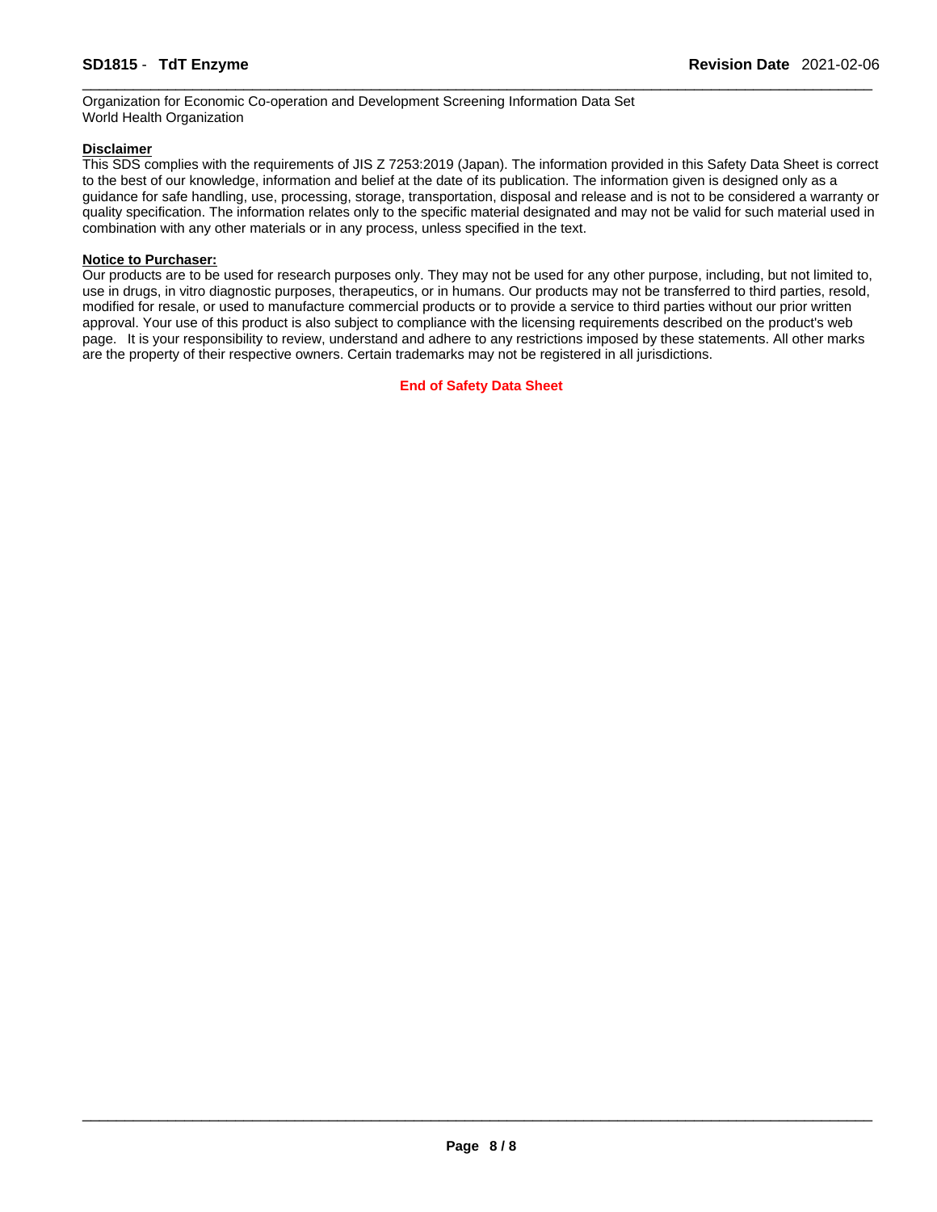Organization for Economic Co-operation and Development Screening Information Data Set
World Health Organization

**Disclaimer**

This SDS complies with the requirements of JIS Z 7253:2019 (Japan). The information provided in this Safety Data Sheet is correct to the best of our knowledge, information and belief at the date of its publication. The information given is designed only as a guidance for safe handling, use, processing, storage, transportation, disposal and release and is not to be considered a warranty or quality specification. The information relates only to the specific material designated and may not be valid for such material used in combination with any other materials or in any process, unless specified in the text.

**Notice to Purchaser:**

Our products are to be used for research purposes only. They may not be used for any other purpose, including, but not limited to, use in drugs, in vitro diagnostic purposes, therapeutics, or in humans. Our products may not be transferred to third parties, resold, modified for resale, or used to manufacture commercial products or to provide a service to third parties without our prior written approval. Your use of this product is also subject to compliance with the licensing requirements described on the product's web page. It is your responsibility to review, understand and adhere to any restrictions imposed by these statements. All other marks are the property of their respective owners. Certain trademarks may not be registered in all jurisdictions.

**End of Safety Data Sheet**